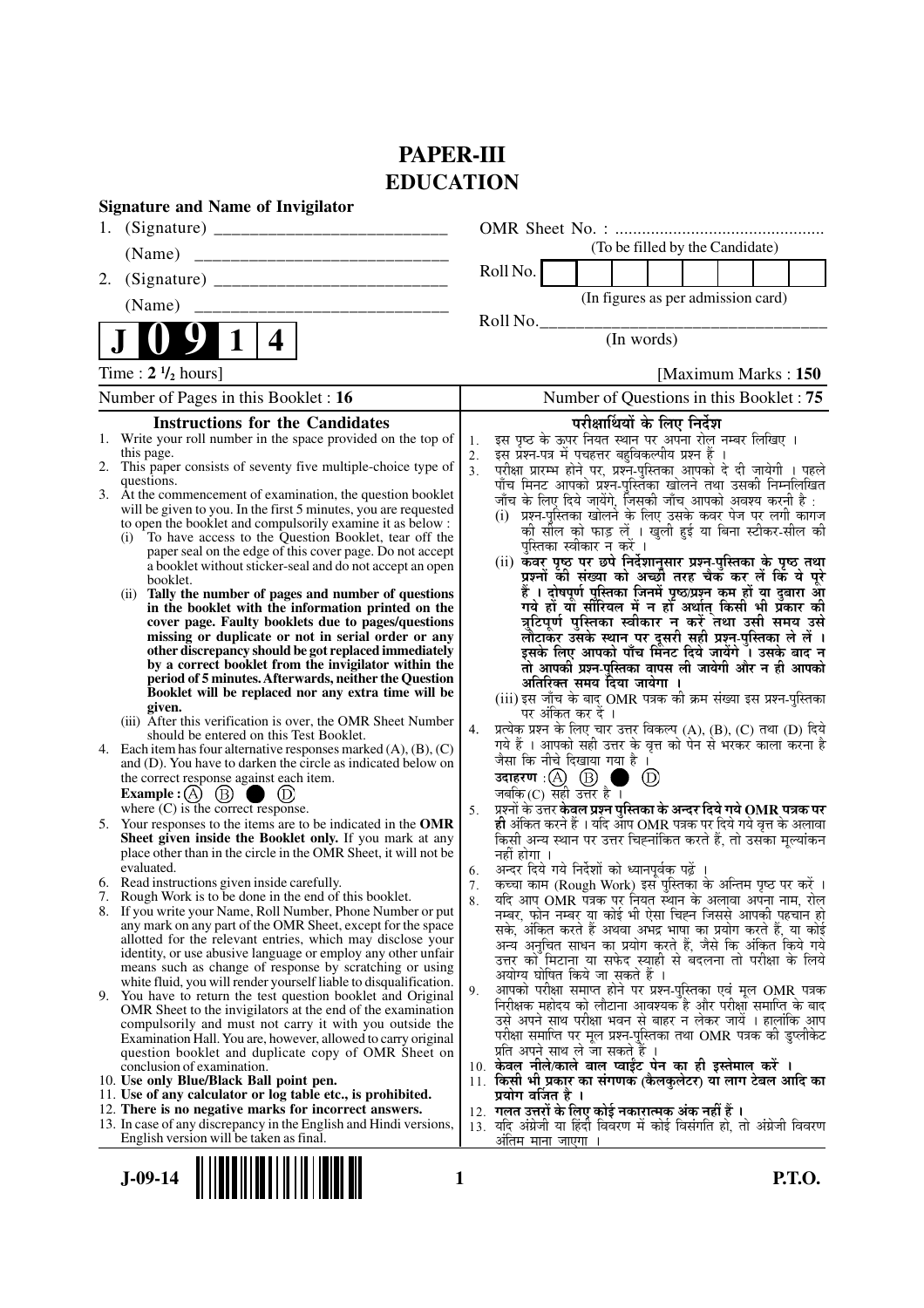# PAPER-III
# EDUCATION

**Signature and Name of Invigilator**

1. (Signature) \_\_\_\_\_\_\_\_\_\_\_\_\_\_\_\_\_\_\_\_\_\_\_\_\_\_

   (Name) \_\_\_\_\_\_\_\_\_\_\_\_\_\_\_\_\_\_\_\_\_\_\_\_\_\_\_\_

2. (Signature) \_\_\_\_\_\_\_\_\_\_\_\_\_\_\_\_\_\_\_\_\_\_\_\_\_\_

   (Name) \_\_\_\_\_\_\_\_\_\_\_\_\_\_\_\_\_\_\_\_\_\_\_\_\_\_\_\_

OMR Sheet No. : ...............................................

(To be filled by the Candidate)

Roll No. | | | | | | | | |

(In figures as per admission card)

Roll No.\_\_\_\_\_\_\_\_\_\_\_\_\_\_\_\_\_\_\_\_\_\_\_\_\_\_\_\_\_\_\_\_\_

(In words)

**J 0 9 1 4**

Time : **2 ½ hours**] [Maximum Marks : **150**

Number of Pages in this Booklet : **16** | Number of Questions in this Booklet : **75**

## Instructions for the Candidates

1. Write your roll number in the space provided on the top of this page.
2. This paper consists of seventy five multiple-choice type of questions.
3. At the commencement of examination, the question booklet will be given to you. In the first 5 minutes, you are requested to open the booklet and compulsorily examine it as below :
   (i) To have access to the Question Booklet, tear off the paper seal on the edge of this cover page. Do not accept a booklet without sticker-seal and do not accept an open booklet.
   (ii) **Tally the number of pages and number of questions in the booklet with the information printed on the cover page. Faulty booklets due to pages/questions missing or duplicate or not in serial order or any other discrepancy should be got replaced immediately by a correct booklet from the invigilator within the period of 5 minutes. Afterwards, neither the Question Booklet will be replaced nor any extra time will be given.**
   (iii) After this verification is over, the OMR Sheet Number should be entered on this Test Booklet.
4. Each item has four alternative responses marked (A), (B), (C) and (D). You have to darken the circle as indicated below on the correct response against each item.
   **Example :** (A) (B) ● (D)
   where (C) is the correct response.
5. Your responses to the items are to be indicated in the **OMR Sheet given inside the Booklet only.** If you mark at any place other than in the circle in the OMR Sheet, it will not be evaluated.
6. Read instructions given inside carefully.
7. Rough Work is to be done in the end of this booklet.
8. If you write your Name, Roll Number, Phone Number or put any mark on any part of the OMR Sheet, except for the space allotted for the relevant entries, which may disclose your identity, or use abusive language or employ any other unfair means such as change of response by scratching or using white fluid, you will render yourself liable to disqualification.
9. You have to return the test question booklet and Original OMR Sheet to the invigilators at the end of the examination compulsorily and must not carry it with you outside the Examination Hall. You are, however, allowed to carry original question booklet and duplicate copy of OMR Sheet on conclusion of examination.
10. **Use only Blue/Black Ball point pen.**
11. **Use of any calculator or log table etc., is prohibited.**
12. **There is no negative marks for incorrect answers.**
13. In case of any discrepancy in the English and Hindi versions, English version will be taken as final.

## परीक्षार्थियों के लिए निर्देश

1. इस पृष्ठ के ऊपर नियत स्थान पर अपना रोल नम्बर लिखिए ।
2. इस प्रश्न-पत्र में पचहत्तर बहुविकल्पीय प्रश्न हैं ।
3. परीक्षा प्रारम्भ होने पर, प्रश्न-पुस्तिका आपको दे दी जायेगी । पहले पाँच मिनट आपको प्रश्न-पुस्तिका खोलने तथा उसकी निम्नलिखित जाँच के लिए दिये जायेंगे, जिसकी जाँच आपको अवश्य करनी है :
   (i) प्रश्न-पुस्तिका खोलने के लिए उसके कवर पेज पर लगी कागज की सील को फाड़ लें । खुली हुई या बिना स्टीकर-सील की पुस्तिका स्वीकार न करें ।
   (ii) **कवर पृष्ठ पर छपे निर्देशानुसार प्रश्न-पुस्तिका के पृष्ठ तथा प्रश्नों की संख्या को अच्छी तरह चैक कर लें कि ये पूरे हैं । दोषपूर्ण पुस्तिका जिनमें पृष्ठ/प्रश्न कम हों या दुबारा आ गये हों या सीरियल में न हों अर्थात् किसी भी प्रकार की त्रुटिपूर्ण पुस्तिका स्वीकार न करें तथा उसी समय उसे लौटाकर उसके स्थान पर दूसरी सही प्रश्न-पुस्तिका ले लें । इसके लिए आपको पाँच मिनट दिये जायेंगे । उसके बाद न तो आपकी प्रश्न-पुस्तिका वापस ली जायेगी और न ही आपको अतिरिक्त समय दिया जायेगा ।**
   (iii) इस जाँच के बाद OMR पत्रक की क्रम संख्या इस प्रश्न-पुस्तिका पर अंकित कर दें ।
4. प्रत्येक प्रश्न के लिए चार उत्तर विकल्प (A), (B), (C) तथा (D) दिये गये हैं । आपको सही उत्तर के वृत्त को पेन से भरकर काला करना है जैसा कि नीचे दिखाया गया है ।
   **उदाहरण :** (A) (B) ● (D)
   जबकि (C) सही उत्तर है ।
5. प्रश्नों के उत्तर **केवल प्रश्न पुस्तिका के अन्दर दिये गये OMR पत्रक पर ही** अंकित करने हैं । यदि आप OMR पत्रक पर दिये गये वृत्त के अलावा किसी अन्य स्थान पर उत्तर चिह्नांकित करते हैं, तो उसका मूल्यांकन नहीं होगा ।
6. अन्दर दिये गये निर्देशों को ध्यानपूर्वक पढ़ें ।
7. कच्चा काम (Rough Work) इस पुस्तिका के अन्तिम पृष्ठ पर करें ।
8. यदि आप OMR पत्रक पर नियत स्थान के अलावा अपना नाम, रोल नम्बर, फोन नम्बर या कोई भी ऐसा चिह्न जिससे आपकी पहचान हो सके, अंकित करते हैं अथवा अभद्र भाषा का प्रयोग करते हैं, या कोई अन्य अनुचित साधन का प्रयोग करते हैं, जैसे कि अंकित किये गये उत्तर को मिटाना या सफेद स्याही से बदलना तो परीक्षा के लिये अयोग्य घोषित किये जा सकते हैं ।
9. आपको परीक्षा समाप्त होने पर प्रश्न-पुस्तिका एवं मूल OMR पत्रक निरीक्षक महोदय को लौटाना आवश्यक है और परीक्षा समाप्ति के बाद उसे अपने साथ परीक्षा भवन से बाहर न लेकर जायें । हालांकि आप परीक्षा समाप्ति पर मूल प्रश्न-पुस्तिका तथा OMR पत्रक की डुप्लीकेट प्रति अपने साथ ले जा सकते हैं ।
10. **केवल नीले/काले बाल प्वाईंट पेन का ही इस्तेमाल करें ।**
11. **किसी भी प्रकार का संगणक (कैलकुलेटर) या लाग टेबल आदि का प्रयोग वर्जित है ।**
12. **गलत उत्तरों के लिए कोई नकारात्मक अंक नहीं हैं ।**
13. यदि अंग्रेजी या हिंदी विवरण में कोई विसंगति हो, तो अंग्रेजी विवरण अंतिम माना जाएगा ।

J-09-14 **P.T.O.**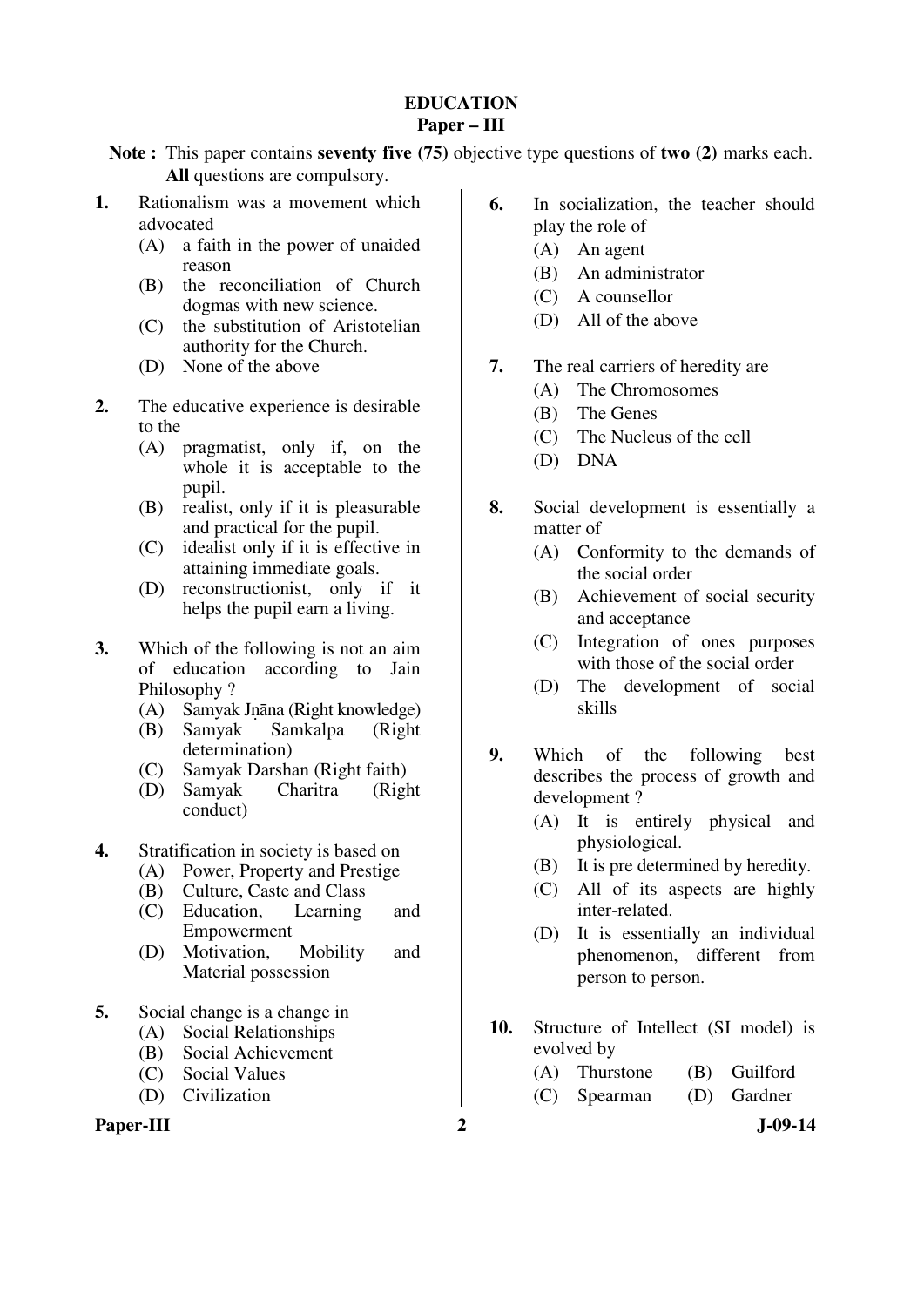# EDUCATION

## Paper – III

**Note :** This paper contains **seventy five (75)** objective type questions of **two (2)** marks each. **All** questions are compulsory.

**1.** Rationalism was a movement which advocated

(A) a faith in the power of unaided reason

(B) the reconciliation of Church dogmas with new science.

(C) the substitution of Aristotelian authority for the Church.

(D) None of the above

**2.** The educative experience is desirable to the

(A) pragmatist, only if, on the whole it is acceptable to the pupil.

(B) realist, only if it is pleasurable and practical for the pupil.

(C) idealist only if it is effective in attaining immediate goals.

(D) reconstructionist, only if it helps the pupil earn a living.

**3.** Which of the following is not an aim of education according to Jain Philosophy ?

(A) Samyak Jṇāna (Right knowledge)

(B) Samyak Samkalpa (Right determination)

(C) Samyak Darshan (Right faith)

(D) Samyak Charitra (Right conduct)

**4.** Stratification in society is based on

(A) Power, Property and Prestige

(B) Culture, Caste and Class

(C) Education, Learning and Empowerment

(D) Motivation, Mobility and Material possession

**5.** Social change is a change in

(A) Social Relationships

(B) Social Achievement

(C) Social Values

(D) Civilization

**6.** In socialization, the teacher should play the role of

(A) An agent

(B) An administrator

(C) A counsellor

(D) All of the above

**7.** The real carriers of heredity are

(A) The Chromosomes

(B) The Genes

(C) The Nucleus of the cell

(D) DNA

**8.** Social development is essentially a matter of

(A) Conformity to the demands of the social order

(B) Achievement of social security and acceptance

(C) Integration of ones purposes with those of the social order

(D) The development of social skills

**9.** Which of the following best describes the process of growth and development ?

(A) It is entirely physical and physiological.

(B) It is pre determined by heredity.

(C) All of its aspects are highly inter-related.

(D) It is essentially an individual phenomenon, different from person to person.

**10.** Structure of Intellect (SI model) is evolved by

(A) Thurstone (B) Guilford

(C) Spearman (D) Gardner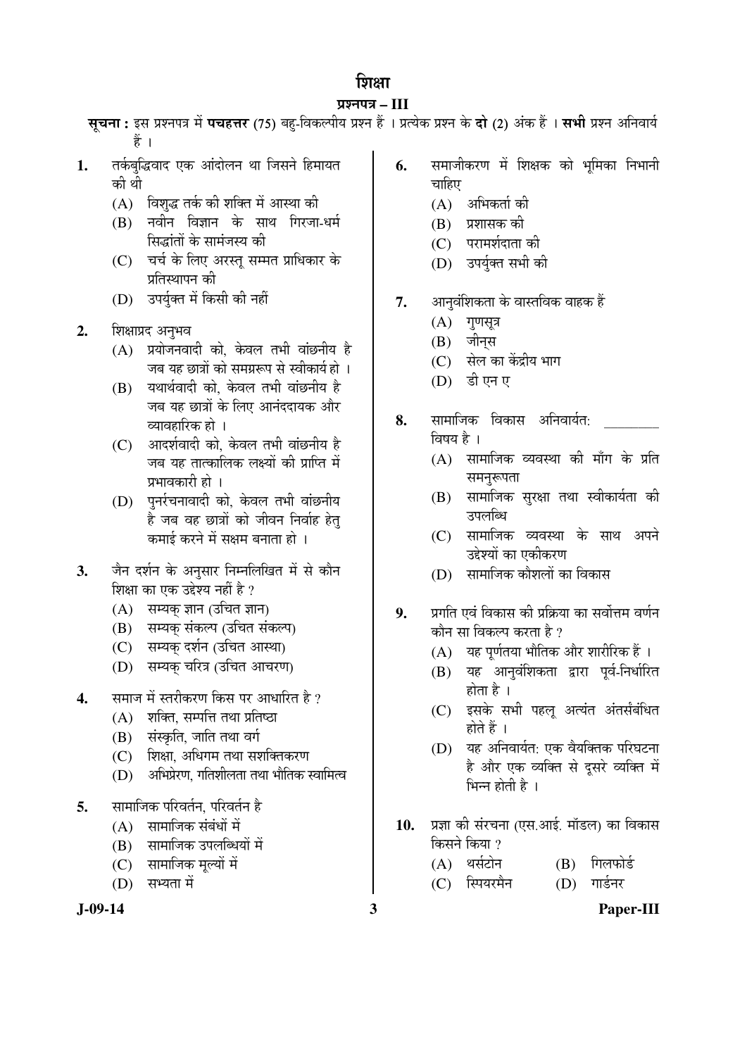# शिक्षा

## प्रश्नपत्र – III

**सूचना :** इस प्रश्नपत्र में **पचहत्तर** (75) बहु-विकल्पीय प्रश्न हैं । प्रत्येक प्रश्न के **दो** (2) अंक हैं । **सभी** प्रश्न अनिवार्य हैं ।

1. तर्कबुद्धिवाद एक आंदोलन था जिसने हिमायत की थी
   - (A) विशुद्ध तर्क की शक्ति में आस्था की
   - (B) नवीन विज्ञान के साथ गिरजा-धर्म सिद्धांतों के सामंजस्य की
   - (C) चर्च के लिए अरस्तू सम्मत प्राधिकार के प्रतिस्थापन की
   - (D) उपर्युक्त में किसी की नहीं

2. शिक्षाप्रद अनुभव
   - (A) प्रयोजनवादी को, केवल तभी वांछनीय है जब यह छात्रों को समग्ररूप से स्वीकार्य हो ।
   - (B) यथार्थवादी को, केवल तभी वांछनीय है जब यह छात्रों के लिए आनंददायक और व्यावहारिक हो ।
   - (C) आदर्शवादी को, केवल तभी वांछनीय है जब यह तात्कालिक लक्ष्यों की प्राप्ति में प्रभावकारी हो ।
   - (D) पुनर्रचनावादी को, केवल तभी वांछनीय है जब वह छात्रों को जीवन निर्वाह हेतु कमाई करने में सक्षम बनाता हो ।

3. जैन दर्शन के अनुसार निम्नलिखित में से कौन शिक्षा का एक उद्देश्य नहीं है ?
   - (A) सम्यक् ज्ञान (उचित ज्ञान)
   - (B) सम्यक् संकल्प (उचित संकल्प)
   - (C) सम्यक् दर्शन (उचित आस्था)
   - (D) सम्यक् चरित्र (उचित आचरण)

4. समाज में स्तरीकरण किस पर आधारित है ?
   - (A) शक्ति, सम्पत्ति तथा प्रतिष्ठा
   - (B) संस्कृति, जाति तथा वर्ग
   - (C) शिक्षा, अधिगम तथा सशक्तिकरण
   - (D) अभिप्रेरण, गतिशीलता तथा भौतिक स्वामित्व

5. सामाजिक परिवर्तन, परिवर्तन है
   - (A) सामाजिक संबंधों में
   - (B) सामाजिक उपलब्धियों में
   - (C) सामाजिक मूल्यों में
   - (D) सभ्यता में

6. समाजीकरण में शिक्षक को भूमिका निभानी चाहिए
   - (A) अभिकर्ता की
   - (B) प्रशासक की
   - (C) परामर्शदाता की
   - (D) उपर्युक्त सभी की

7. आनुवंशिकता के वास्तविक वाहक हैं
   - (A) गुणसूत्र
   - (B) जीन्स
   - (C) सेल का केंद्रीय भाग
   - (D) डी एन ए

8. सामाजिक विकास अनिवार्यत: ________ विषय है ।
   - (A) सामाजिक व्यवस्था की माँग के प्रति समनुरूपता
   - (B) सामाजिक सुरक्षा तथा स्वीकार्यता की उपलब्धि
   - (C) सामाजिक व्यवस्था के साथ अपने उद्देश्यों का एकीकरण
   - (D) सामाजिक कौशलों का विकास

9. प्रगति एवं विकास की प्रक्रिया का सर्वोत्तम वर्णन कौन सा विकल्प करता है ?
   - (A) यह पूर्णतया भौतिक और शारीरिक हैं ।
   - (B) यह आनुवंशिकता द्वारा पूर्व-निर्धारित होता है ।
   - (C) इसके सभी पहलू अत्यंत अंतर्संबंधित होते हैं ।
   - (D) यह अनिवार्यत: एक वैयक्तिक परिघटना है और एक व्यक्ति से दूसरे व्यक्ति में भिन्न होती है ।

10. प्रज्ञा की संरचना (एस.आई. मॉडल) का विकास किसने किया ?
    - (A) थर्सटोन
    - (B) गिलफोर्ड
    - (C) स्पियरमैन
    - (D) गार्डनर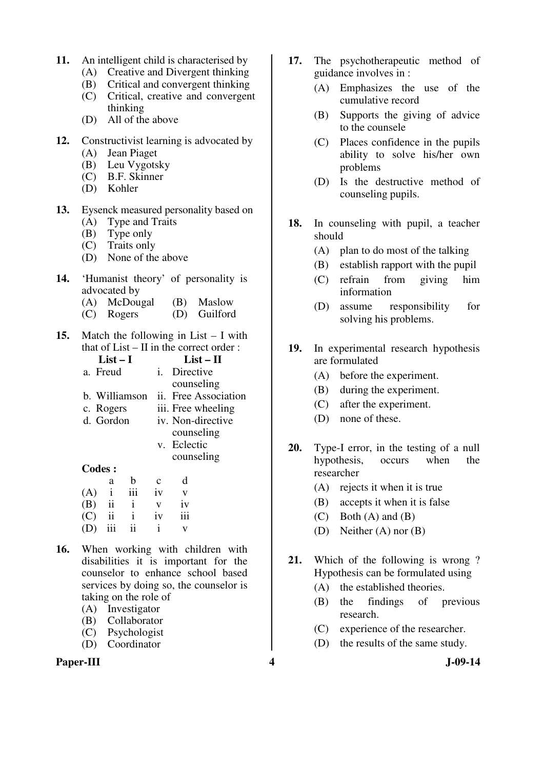11. An intelligent child is characterised by
   (A) Creative and Divergent thinking
   (B) Critical and convergent thinking
   (C) Critical, creative and convergent thinking
   (D) All of the above

12. Constructivist learning is advocated by
   (A) Jean Piaget
   (B) Leu Vygotsky
   (C) B.F. Skinner
   (D) Kohler

13. Eysenck measured personality based on
   (A) Type and Traits
   (B) Type only
   (C) Traits only
   (D) None of the above

14. 'Humanist theory' of personality is advocated by
   (A) McDougal (B) Maslow
   (C) Rogers (D) Guilford

15. Match the following in List – I with that of List – II in the correct order :

| List – I | List – II |
|---|---|
| a. Freud | i. Directive counseling |
| b. Williamson | ii. Free Association |
| c. Rogers | iii. Free wheeling |
| d. Gordon | iv. Non-directive counseling |
| | v. Eclectic counseling |

**Codes :**

| | a | b | c | d |
|---|---|---|---|---|
| (A) | i | iii | iv | v |
| (B) | ii | i | v | iv |
| (C) | ii | i | iv | iii |
| (D) | iii | ii | i | v |

16. When working with children with disabilities it is important for the counselor to enhance school based services by doing so, the counselor is taking on the role of
   (A) Investigator
   (B) Collaborator
   (C) Psychologist
   (D) Coordinator

17. The psychotherapeutic method of guidance involves in :
   (A) Emphasizes the use of the cumulative record
   (B) Supports the giving of advice to the counsele
   (C) Places confidence in the pupils ability to solve his/her own problems
   (D) Is the destructive method of counseling pupils.

18. In counseling with pupil, a teacher should
   (A) plan to do most of the talking
   (B) establish rapport with the pupil
   (C) refrain from giving him information
   (D) assume responsibility for solving his problems.

19. In experimental research hypothesis are formulated
   (A) before the experiment.
   (B) during the experiment.
   (C) after the experiment.
   (D) none of these.

20. Type-I error, in the testing of a null hypothesis, occurs when the researcher
   (A) rejects it when it is true
   (B) accepts it when it is false
   (C) Both (A) and (B)
   (D) Neither (A) nor (B)

21. Which of the following is wrong ? Hypothesis can be formulated using
   (A) the established theories.
   (B) the findings of previous research.
   (C) experience of the researcher.
   (D) the results of the same study.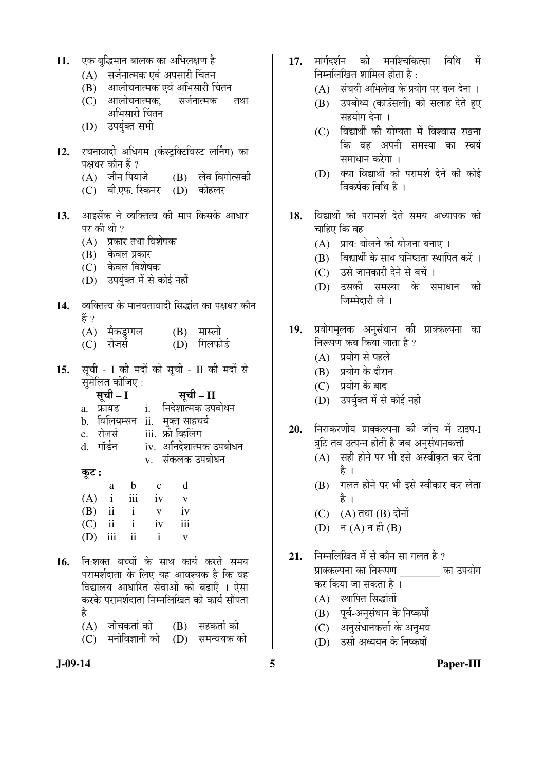11. एक बुद्धिमान बालक का अभिलक्षण है
    (A) सर्जनात्मक एवं अपसारी चिंतन
    (B) आलोचनात्मक एवं अभिसारी चिंतन
    (C) आलोचनात्मक, सर्जनात्मक तथा अभिसारी चिंतन
    (D) उपर्युक्त सभी

12. रचनावादी अधिगम (कंस्ट्रक्टिविस्ट लर्निंग) का पक्षधर कौन हैं ?
    (A) जीन पियाजे (B) लेव विगोत्सकी
    (C) बी.एफ. स्किनर (D) कोहलर

13. आइसेंक ने व्यक्तित्व की माप किसके आधार पर की थी ?
    (A) प्रकार तथा विशेषक
    (B) केवल प्रकार
    (C) केवल विशेषक
    (D) उपर्युक्त में से कोई नहीं

14. व्यक्तित्व के मानवतावादी सिद्धांत का पक्षधर कौन हैं ?
    (A) मैकडुगल (B) मास्लो
    (C) रोजर्स (D) गिलफोर्ड

15. सूची - I की मदों को सूची - II की मदों से सुमेलित कीजिए :

| | सूची – I | | सूची – II |
|---|---|---|---|
| a. | फ्रायड | i. | निदेशात्मक उपबोधन |
| b. | विलियम्सन | ii. | मुक्त साहचर्य |
| c. | रोजर्स | iii. | फ्री व्हिलिंग |
| d. | गॉर्डन | iv. | अनिदेशात्मक उपबोधन |
| | | v. | संकलक उपबोधन |

**कूट :**

| | a | b | c | d |
|---|---|---|---|---|
| (A) | i | iii | iv | v |
| (B) | ii | i | v | iv |
| (C) | ii | i | iv | iii |
| (D) | iii | ii | i | v |

16. नि:शक्त बच्चों के साथ कार्य करते समय परामर्शदाता के लिए यह आवश्यक है कि वह विद्यालय आधारित सेवाओं को बढाएँ । ऐसा करके परामर्शदाता निम्नलिखित को कार्य सौंपता है
    (A) जाँचकर्ता को (B) सहकर्ता को
    (C) मनोविज्ञानी को (D) समन्वयक को

17. मार्गदर्शन की मनश्चिकित्सा विधि में निम्नलिखित शामिल होता है :
    (A) संचयी अभिलेख के प्रयोग पर बल देना ।
    (B) उपबोध्य (काउंसली) को सलाह देते हुए सहयोग देना ।
    (C) विद्यार्थी की योग्यता में विश्वास रखना कि वह अपनी समस्या का स्वयं समाधान करेगा ।
    (D) क्या विद्यार्थी को परामर्श देने की कोई विकर्षक विधि है ।

18. विद्यार्थी को परामर्श देते समय अध्यापक को चाहिए कि वह
    (A) प्राय: बोलने की योजना बनाए ।
    (B) विद्यार्थी के साथ घनिष्ठता स्थापित करें ।
    (C) उसे जानकारी देने से बचें ।
    (D) उसकी समस्या के समाधान की जिम्मेदारी ले ।

19. प्रयोगमूलक अनुसंधान की प्राक्कल्पना का निरूपण कब किया जाता है ?
    (A) प्रयोग से पहले
    (B) प्रयोग के दौरान
    (C) प्रयोग के बाद
    (D) उपर्युक्त में से कोई नहीं

20. निराकरणीय प्राक्कल्पना की जाँच में टाइप-I त्रुटि तब उत्पन्न होती है जब अनुसंधानकर्त्ता
    (A) सही होने पर भी इसे अस्वीकृत कर देता है ।
    (B) गलत होने पर भी इसे स्वीकार कर लेता है ।
    (C) (A) तथा (B) दोनों
    (D) न (A) न ही (B)

21. निम्नलिखित में से कौन सा गलत है ?
    प्राक्कल्पना का निरूपण ________ का उपयोग कर किया जा सकता है ।
    (A) स्थापित सिद्धांतों
    (B) पूर्व-अनुसंधान के निष्कर्षों
    (C) अनुसंधानकर्त्ता के अनुभव
    (D) उसी अध्ययन के निष्कर्षों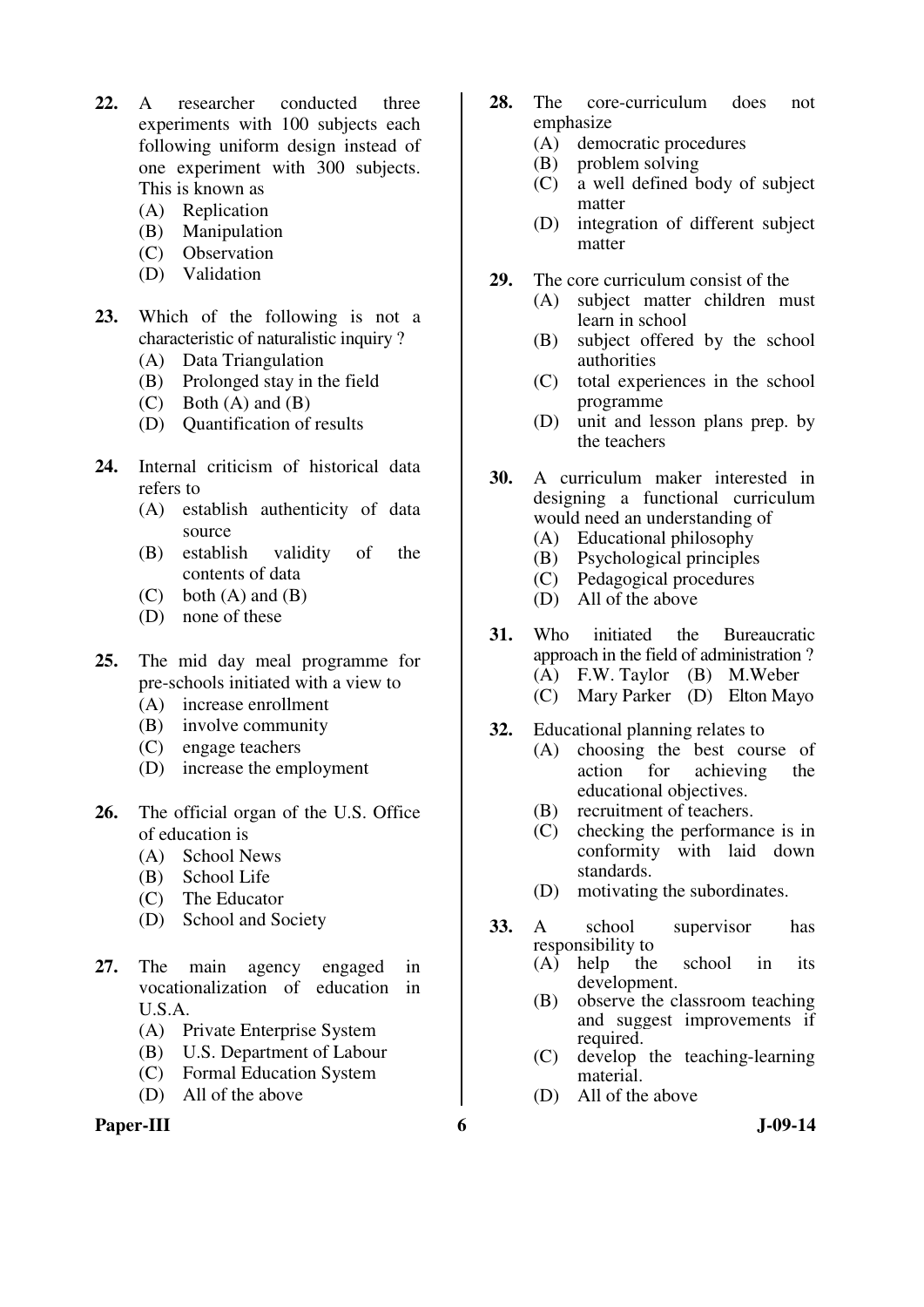**22.** A researcher conducted three experiments with 100 subjects each following uniform design instead of one experiment with 300 subjects. This is known as

(A) Replication
(B) Manipulation
(C) Observation
(D) Validation

**23.** Which of the following is not a characteristic of naturalistic inquiry ?

(A) Data Triangulation
(B) Prolonged stay in the field
(C) Both (A) and (B)
(D) Quantification of results

**24.** Internal criticism of historical data refers to

(A) establish authenticity of data source
(B) establish validity of the contents of data
(C) both (A) and (B)
(D) none of these

**25.** The mid day meal programme for pre-schools initiated with a view to

(A) increase enrollment
(B) involve community
(C) engage teachers
(D) increase the employment

**26.** The official organ of the U.S. Office of education is

(A) School News
(B) School Life
(C) The Educator
(D) School and Society

**27.** The main agency engaged in vocationalization of education in U.S.A.

(A) Private Enterprise System
(B) U.S. Department of Labour
(C) Formal Education System
(D) All of the above

**28.** The core-curriculum does not emphasize

(A) democratic procedures
(B) problem solving
(C) a well defined body of subject matter
(D) integration of different subject matter

**29.** The core curriculum consist of the

(A) subject matter children must learn in school
(B) subject offered by the school authorities
(C) total experiences in the school programme
(D) unit and lesson plans prep. by the teachers

**30.** A curriculum maker interested in designing a functional curriculum would need an understanding of

(A) Educational philosophy
(B) Psychological principles
(C) Pedagogical procedures
(D) All of the above

**31.** Who initiated the Bureaucratic approach in the field of administration ?

(A) F.W. Taylor
(B) M.Weber
(C) Mary Parker
(D) Elton Mayo

**32.** Educational planning relates to

(A) choosing the best course of action for achieving the educational objectives.
(B) recruitment of teachers.
(C) checking the performance is in conformity with laid down standards.
(D) motivating the subordinates.

**33.** A school supervisor has responsibility to

(A) help the school in its development.
(B) observe the classroom teaching and suggest improvements if required.
(C) develop the teaching-learning material.
(D) All of the above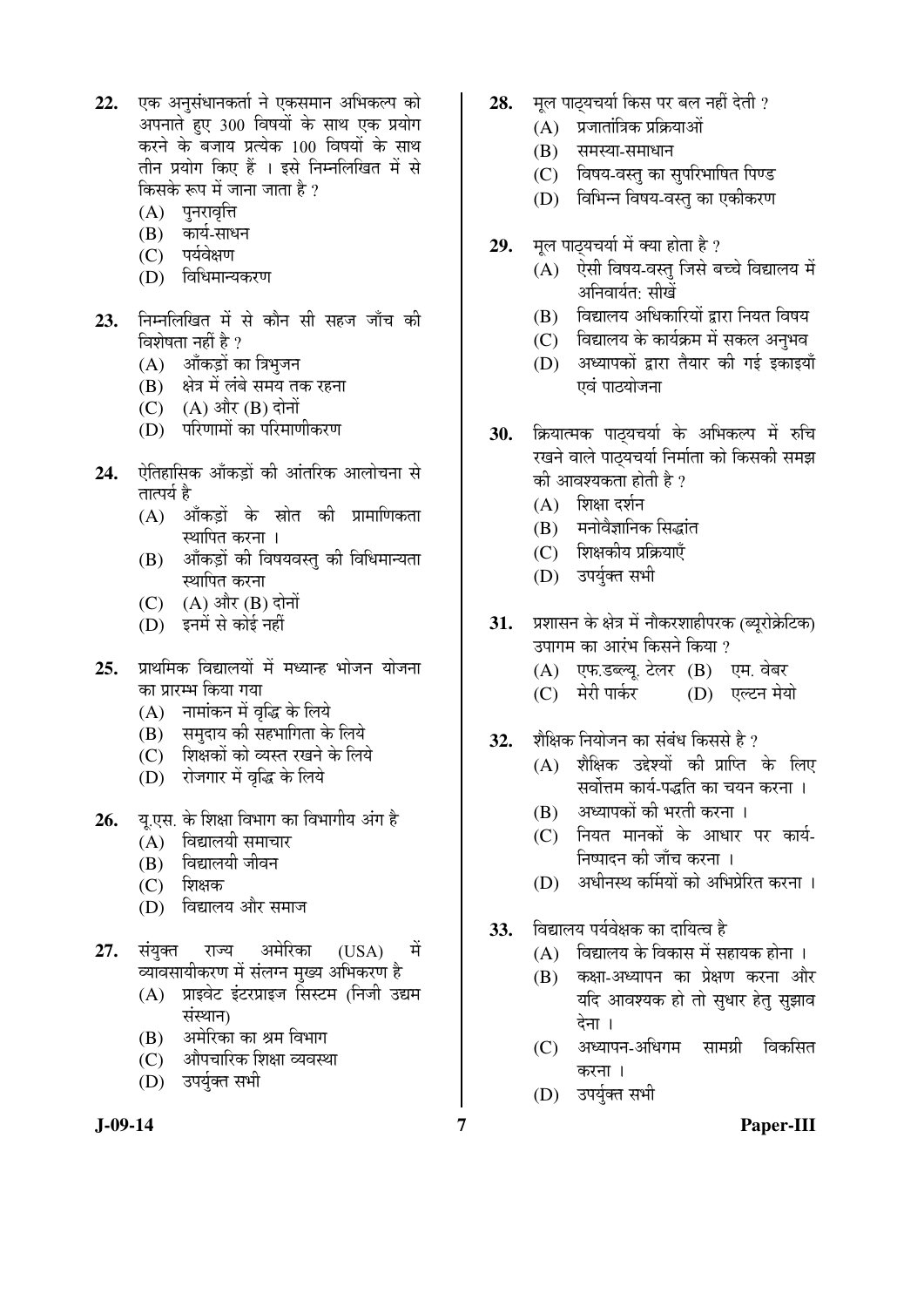22. एक अनुसंधानकर्ता ने एकसमान अभिकल्प को अपनाते हुए 300 विषयों के साथ एक प्रयोग करने के बजाय प्रत्येक 100 विषयों के साथ तीन प्रयोग किए हैं । इसे निम्नलिखित में से किसके रूप में जाना जाता है ?
   - (A) पुनरावृत्ति
   - (B) कार्य-साधन
   - (C) पर्यवेक्षण
   - (D) विधिमान्यकरण

23. निम्नलिखित में से कौन सी सहज जाँच की विशेषता नहीं है ?
   - (A) आँकड़ों का त्रिभुजन
   - (B) क्षेत्र में लंबे समय तक रहना
   - (C) (A) और (B) दोनों
   - (D) परिणामों का परिमाणीकरण

24. ऐतिहासिक आँकड़ों की आंतरिक आलोचना से तात्पर्य है
   - (A) आँकड़ों के स्रोत की प्रामाणिकता स्थापित करना ।
   - (B) आँकड़ों की विषयवस्तु की विधिमान्यता स्थापित करना
   - (C) (A) और (B) दोनों
   - (D) इनमें से कोई नहीं

25. प्राथमिक विद्यालयों में मध्यान्ह भोजन योजना का प्रारम्भ किया गया
   - (A) नामांकन में वृद्धि के लिये
   - (B) समुदाय की सहभागिता के लिये
   - (C) शिक्षकों को व्यस्त रखने के लिये
   - (D) रोजगार में वृद्धि के लिये

26. यू.एस. के शिक्षा विभाग का विभागीय अंग है
   - (A) विद्यालयी समाचार
   - (B) विद्यालयी जीवन
   - (C) शिक्षक
   - (D) विद्यालय और समाज

27. संयुक्त राज्य अमेरिका (USA) में व्यावसायीकरण में संलग्न मुख्य अभिकरण है
   - (A) प्राइवेट इंटरप्राइज सिस्टम (निजी उद्यम संस्थान)
   - (B) अमेरिका का श्रम विभाग
   - (C) औपचारिक शिक्षा व्यवस्था
   - (D) उपर्युक्त सभी

28. मूल पाठ्यचर्या किस पर बल नहीं देती ?
   - (A) प्रजातांत्रिक प्रक्रियाओं
   - (B) समस्या-समाधान
   - (C) विषय-वस्तु का सुपरिभाषित पिण्ड
   - (D) विभिन्न विषय-वस्तु का एकीकरण

29. मूल पाठ्यचर्या में क्या होता है ?
   - (A) ऐसी विषय-वस्तु जिसे बच्चे विद्यालय में अनिवार्यत: सीखें
   - (B) विद्यालय अधिकारियों द्वारा नियत विषय
   - (C) विद्यालय के कार्यक्रम में सकल अनुभव
   - (D) अध्यापकों द्वारा तैयार की गई इकाइयाँ एवं पाठयोजना

30. क्रियात्मक पाठ्यचर्या के अभिकल्प में रुचि रखने वाले पाठ्यचर्या निर्माता को किसकी समझ की आवश्यकता होती है ?
   - (A) शिक्षा दर्शन
   - (B) मनोवैज्ञानिक सिद्धांत
   - (C) शिक्षकीय प्रक्रियाएँ
   - (D) उपर्युक्त सभी

31. प्रशासन के क्षेत्र में नौकरशाहीपरक (ब्यूरोक्रेटिक) उपागम का आरंभ किसने किया ?
   - (A) एफ.डब्ल्यू. टेलर
   - (B) एम. वेबर
   - (C) मेरी पार्कर
   - (D) एल्टन मेयो

32. शैक्षिक नियोजन का संबंध किससे है ?
   - (A) शैक्षिक उद्देश्यों की प्राप्ति के लिए सर्वोत्तम कार्य-पद्धति का चयन करना ।
   - (B) अध्यापकों की भरती करना ।
   - (C) नियत मानकों के आधार पर कार्य-निष्पादन की जाँच करना ।
   - (D) अधीनस्थ कर्मियों को अभिप्रेरित करना ।

33. विद्यालय पर्यवेक्षक का दायित्व है
   - (A) विद्यालय के विकास में सहायक होना ।
   - (B) कक्षा-अध्यापन का प्रेक्षण करना और यदि आवश्यक हो तो सुधार हेतु सुझाव देना ।
   - (C) अध्यापन-अधिगम सामग्री विकसित करना ।
   - (D) उपर्युक्त सभी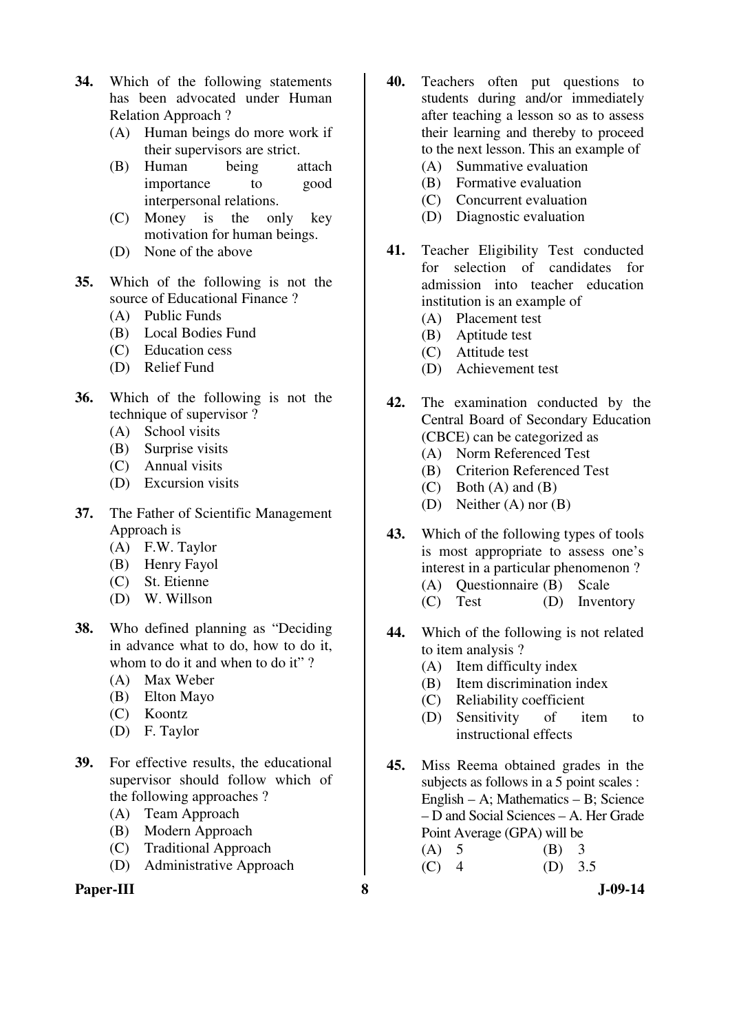**34.** Which of the following statements has been advocated under Human Relation Approach ?

- (A) Human beings do more work if their supervisors are strict.
- (B) Human being attach importance to good interpersonal relations.
- (C) Money is the only key motivation for human beings.
- (D) None of the above

**35.** Which of the following is not the source of Educational Finance ?

- (A) Public Funds
- (B) Local Bodies Fund
- (C) Education cess
- (D) Relief Fund

**36.** Which of the following is not the technique of supervisor ?

- (A) School visits
- (B) Surprise visits
- (C) Annual visits
- (D) Excursion visits

**37.** The Father of Scientific Management Approach is

- (A) F.W. Taylor
- (B) Henry Fayol
- (C) St. Etienne
- (D) W. Willson

**38.** Who defined planning as "Deciding in advance what to do, how to do it, whom to do it and when to do it" ?

- (A) Max Weber
- (B) Elton Mayo
- (C) Koontz
- (D) F. Taylor

**39.** For effective results, the educational supervisor should follow which of the following approaches ?

- (A) Team Approach
- (B) Modern Approach
- (C) Traditional Approach
- (D) Administrative Approach

**40.** Teachers often put questions to students during and/or immediately after teaching a lesson so as to assess their learning and thereby to proceed to the next lesson. This an example of

- (A) Summative evaluation
- (B) Formative evaluation
- (C) Concurrent evaluation
- (D) Diagnostic evaluation

**41.** Teacher Eligibility Test conducted for selection of candidates for admission into teacher education institution is an example of

- (A) Placement test
- (B) Aptitude test
- (C) Attitude test
- (D) Achievement test

**42.** The examination conducted by the Central Board of Secondary Education (CBCE) can be categorized as

- (A) Norm Referenced Test
- (B) Criterion Referenced Test
- (C) Both (A) and (B)
- (D) Neither (A) nor (B)

**43.** Which of the following types of tools is most appropriate to assess one's interest in a particular phenomenon ?

- (A) Questionnaire
- (B) Scale
- (C) Test
- (D) Inventory

**44.** Which of the following is not related to item analysis ?

- (A) Item difficulty index
- (B) Item discrimination index
- (C) Reliability coefficient
- (D) Sensitivity of item to instructional effects

**45.** Miss Reema obtained grades in the subjects as follows in a 5 point scales : English – A; Mathematics – B; Science – D and Social Sciences – A. Her Grade Point Average (GPA) will be

- (A) 5
- (B) 3
- (C) 4
- (D) 3.5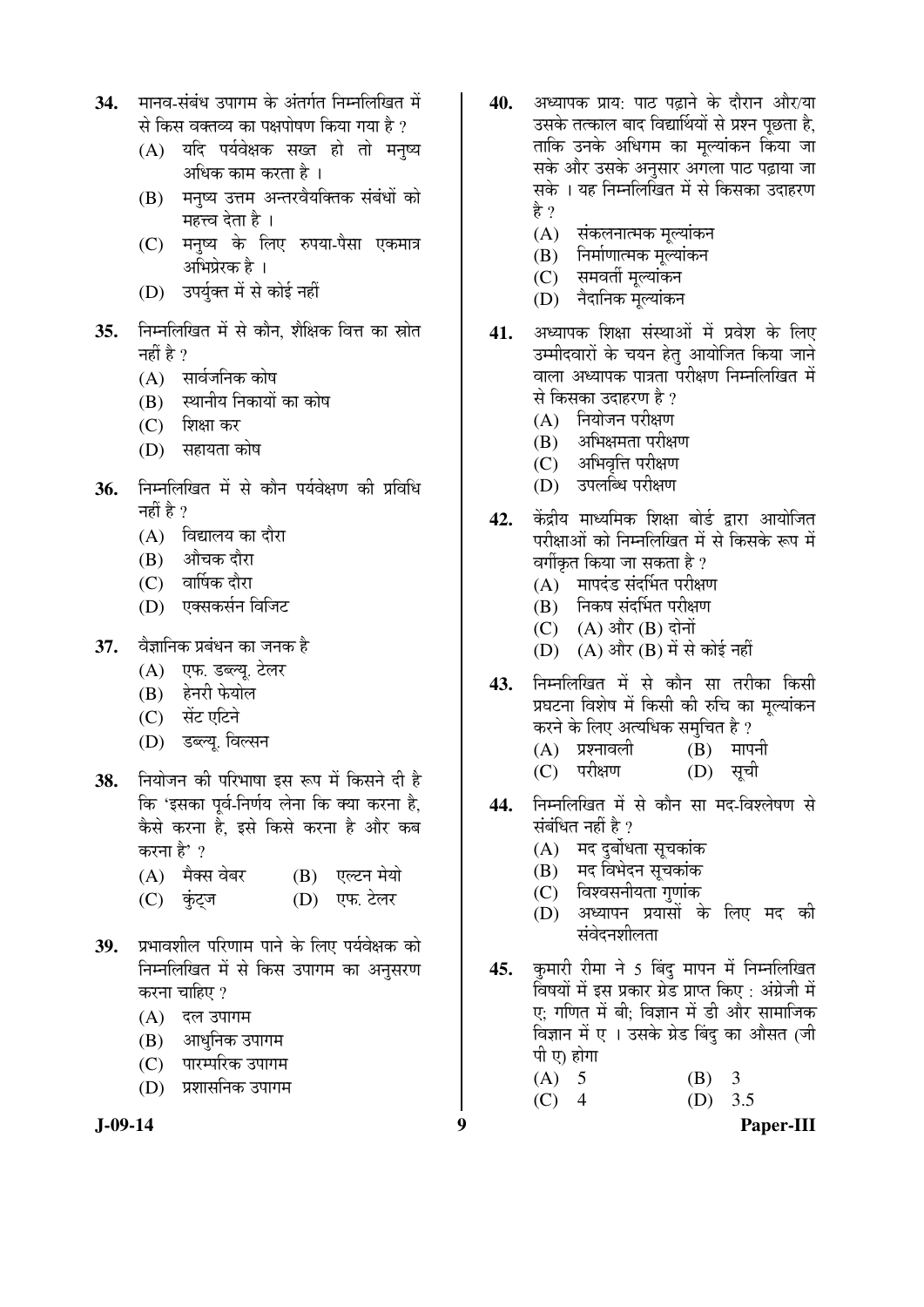**34.** मानव-संबंध उपागम के अंतर्गत निम्नलिखित में से किस वक्तव्य का पक्षपोषण किया गया है ?

(A) यदि पर्यवेक्षक सख्त हो तो मनुष्य अधिक काम करता है ।

(B) मनुष्य उत्तम अन्तर्वैयक्तिक संबंधों को महत्त्व देता है ।

(C) मनुष्य के लिए रुपया-पैसा एकमात्र अभिप्रेरक है ।

(D) उपर्युक्त में से कोई नहीं

**35.** निम्नलिखित में से कौन, शैक्षिक वित्त का स्रोत नहीं है ?

(A) सार्वजनिक कोष

(B) स्थानीय निकायों का कोष

(C) शिक्षा कर

(D) सहायता कोष

**36.** निम्नलिखित में से कौन पर्यवेक्षण की प्रविधि नहीं है ?

(A) विद्यालय का दौरा

(B) औचक दौरा

(C) वार्षिक दौरा

(D) एक्सकर्सन विजिट

**37.** वैज्ञानिक प्रबंधन का जनक है

(A) एफ. डब्ल्यू. टेलर

(B) हेनरी फेयोल

(C) सेंट एटिने

(D) डब्ल्यू. विल्सन

**38.** नियोजन की परिभाषा इस रूप में किसने दी है कि 'इसका पूर्व-निर्णय लेना कि क्या करना है, कैसे करना है, इसे किसे करना है और कब करना है' ?

(A) मैक्स वेबर

(B) एल्टन मेयो

(C) कुंट्ज

(D) एफ. टेलर

**39.** प्रभावशील परिणाम पाने के लिए पर्यवेक्षक को निम्नलिखित में से किस उपागम का अनुसरण करना चाहिए ?

(A) दल उपागम

(B) आधुनिक उपागम

(C) पारम्परिक उपागम

(D) प्रशासनिक उपागम

**40.** अध्यापक प्राय: पाठ पढ़ाने के दौरान और/या उसके तत्काल बाद विद्यार्थियों से प्रश्न पूछता है, ताकि उनके अधिगम का मूल्यांकन किया जा सके और उसके अनुसार अगला पाठ पढ़ाया जा सके । यह निम्नलिखित में से किसका उदाहरण है ?

(A) संकलनात्मक मूल्यांकन

(B) निर्माणात्मक मूल्यांकन

(C) समवर्ती मूल्यांकन

(D) नैदानिक मूल्यांकन

**41.** अध्यापक शिक्षा संस्थाओं में प्रवेश के लिए उम्मीदवारों के चयन हेतु आयोजित किया जाने वाला अध्यापक पात्रता परीक्षण निम्नलिखित में से किसका उदाहरण है ?

(A) नियोजन परीक्षण

(B) अभिक्षमता परीक्षण

(C) अभिवृत्ति परीक्षण

(D) उपलब्धि परीक्षण

**42.** केंद्रीय माध्यमिक शिक्षा बोर्ड द्वारा आयोजित परीक्षाओं को निम्नलिखित में से किसके रूप में वर्गीकृत किया जा सकता है ?

(A) मापदंड संदर्भित परीक्षण

(B) निकष संदर्भित परीक्षण

(C) (A) और (B) दोनों

(D) (A) और (B) में से कोई नहीं

**43.** निम्नलिखित में से कौन सा तरीका किसी प्रघटना विशेष में किसी की रुचि का मूल्यांकन करने के लिए अत्यधिक समुचित है ?

(A) प्रश्नावली

(B) मापनी

(C) परीक्षण

(D) सूची

**44.** निम्नलिखित में से कौन सा मद-विश्लेषण से संबंधित नहीं है ?

(A) मद दुर्बोधता सूचकांक

(B) मद विभेदन सूचकांक

(C) विश्वसनीयता गुणांक

(D) अध्यापन प्रयासों के लिए मद की संवेदनशीलता

**45.** कुमारी रीमा ने 5 बिंदु मापन में निम्नलिखित विषयों में इस प्रकार ग्रेड प्राप्त किए : अंग्रेजी में ए; गणित में बी; विज्ञान में डी और सामाजिक विज्ञान में ए । उसके ग्रेड बिंदु का औसत (जी पी ए) होगा

(A) 5

(B) 3

(C) 4

(D) 3.5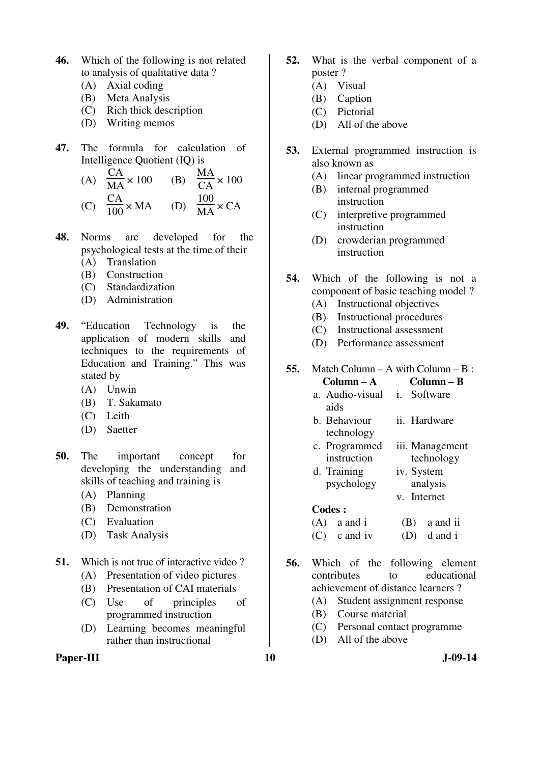**46.** Which of the following is not related to analysis of qualitative data ?

(A) Axial coding
(B) Meta Analysis
(C) Rich thick description
(D) Writing memos

**47.** The formula for calculation of Intelligence Quotient (IQ) is

(A) $\frac{CA}{MA} \times 100$
(B) $\frac{MA}{CA} \times 100$
(C) $\frac{CA}{100} \times MA$
(D) $\frac{100}{MA} \times CA$

**48.** Norms are developed for the psychological tests at the time of their

(A) Translation
(B) Construction
(C) Standardization
(D) Administration

**49.** "Education Technology is the application of modern skills and techniques to the requirements of Education and Training." This was stated by

(A) Unwin
(B) T. Sakamato
(C) Leith
(D) Saetter

**50.** The important concept for developing the understanding and skills of teaching and training is

(A) Planning
(B) Demonstration
(C) Evaluation
(D) Task Analysis

**51.** Which is not true of interactive video ?

(A) Presentation of video pictures
(B) Presentation of CAI materials
(C) Use of principles of programmed instruction
(D) Learning becomes meaningful rather than instructional

**52.** What is the verbal component of a poster ?

(A) Visual
(B) Caption
(C) Pictorial
(D) All of the above

**53.** External programmed instruction is also known as

(A) linear programmed instruction
(B) internal programmed instruction
(C) interpretive programmed instruction
(D) crowderian programmed instruction

**54.** Which of the following is not a component of basic teaching model ?

(A) Instructional objectives
(B) Instructional procedures
(C) Instructional assessment
(D) Performance assessment

**55.** Match Column – A with Column – B :

| Column – A | Column – B |
|---|---|
| a. Audio-visual aids | i. Software |
| b. Behaviour technology | ii. Hardware |
| c. Programmed instruction | iii. Management technology |
| d. Training psychology | iv. System analysis |
| | v. Internet |

**Codes :**

(A) a and i
(B) a and ii
(C) c and iv
(D) d and i

**56.** Which of the following element contributes to educational achievement of distance learners ?

(A) Student assignment response
(B) Course material
(C) Personal contact programme
(D) All of the above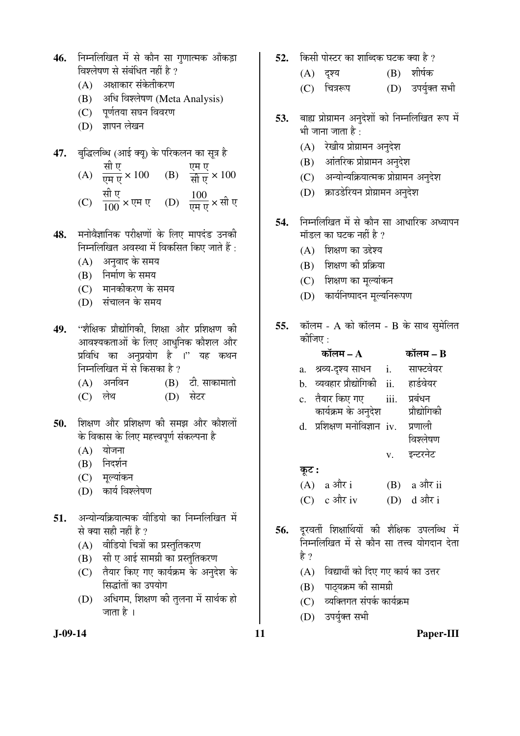46. निम्नलिखित में से कौन सा गुणात्मक आँकड़ा विश्लेषण से संबंधित नहीं है ?
   (A) अक्षाकार संकेतीकरण
   (B) अधि विश्लेषण (Meta Analysis)
   (C) पूर्णतया सघन विवरण
   (D) ज्ञापन लेखन

47. बुद्धिलब्धि (आई क्यू) के परिकलन का सूत्र है
   (A) $\frac{\text{सी ए}}{\text{एम ए}} \times 100$
   (B) $\frac{\text{एम ए}}{\text{सी ए}} \times 100$
   (C) $\frac{\text{सी ए}}{100} \times \text{एम ए}$
   (D) $\frac{100}{\text{एम ए}} \times \text{सी ए}$

48. मनोवैज्ञानिक परीक्षणों के लिए मापदंड उनकी निम्नलिखित अवस्था में विकसित किए जाते हैं :
   (A) अनुवाद के समय
   (B) निर्माण के समय
   (C) मानकीकरण के समय
   (D) संचालन के समय

49. "शैक्षिक प्रौद्योगिकी, शिक्षा और प्रशिक्षण की आवश्यकताओं के लिए आधुनिक कौशल और प्रविधि का अनुप्रयोग है ।" यह कथन निम्नलिखित में से किसका है ?
   (A) अनविन
   (B) टी. साकामातो
   (C) लेथ
   (D) सेटर

50. शिक्षण और प्रशिक्षण की समझ और कौशलों के विकास के लिए महत्त्वपूर्ण संकल्पना है
   (A) योजना
   (B) निदर्शन
   (C) मूल्यांकन
   (D) कार्य विश्लेषण

51. अन्योन्यक्रियात्मक वीडियो का निम्नलिखित में से क्या सही नहीं है ?
   (A) वीडियो चित्रों का प्रस्तुतिकरण
   (B) सी ए आई सामग्री का प्रस्तुतिकरण
   (C) तैयार किए गए कार्यक्रम के अनुदेश के सिद्धांतों का उपयोग
   (D) अधिगम, शिक्षण की तुलना में सार्थक हो जाता है ।

52. किसी पोस्टर का शाब्दिक घटक क्या है ?
   (A) दृश्य
   (B) शीर्षक
   (C) चित्ररूप
   (D) उपर्युक्त सभी

53. बाह्य प्रोग्रामन अनुदेशों को निम्नलिखित रूप में भी जाना जाता है :
   (A) रेखीय प्रोग्रामन अनुदेश
   (B) आंतरिक प्रोग्रामन अनुदेश
   (C) अन्योन्यक्रियात्मक प्रोग्रामन अनुदेश
   (D) क्राउडेरियन प्रोग्रामन अनुदेश

54. निम्नलिखित में से कौन सा आधारिक अध्यापन मॉडल का घटक नहीं है ?
   (A) शिक्षण का उद्देश्य
   (B) शिक्षण की प्रक्रिया
   (C) शिक्षण का मूल्यांकन
   (D) कार्यनिष्पादन मूल्यनिरूपण

55. कॉलम - A को कॉलम - B के साथ सुमेलित कीजिए :

| कॉलम – A | कॉलम – B |
|---|---|
| a. श्रव्य-दृश्य साधन | i. साफ्टवेयर |
| b. व्यवहार प्रौद्योगिकी | ii. हार्डवेयर |
| c. तैयार किए गए कार्यक्रम के अनुदेश | iii. प्रबंधन प्रौद्योगिकी |
| d. प्रशिक्षण मनोविज्ञान | iv. प्रणाली विश्लेषण |
| | v. इन्टरनेट |

   **कूट :**
   (A) a और i
   (B) a और ii
   (C) c और iv
   (D) d और i

56. दूरवर्ती शिक्षार्थियों की शैक्षिक उपलब्धि में निम्नलिखित में से कौन सा तत्त्व योगदान देता है ?
   (A) विद्यार्थी को दिए गए कार्य का उत्तर
   (B) पाठ्यक्रम की सामग्री
   (C) व्यक्तिगत संपर्क कार्यक्रम
   (D) उपर्युक्त सभी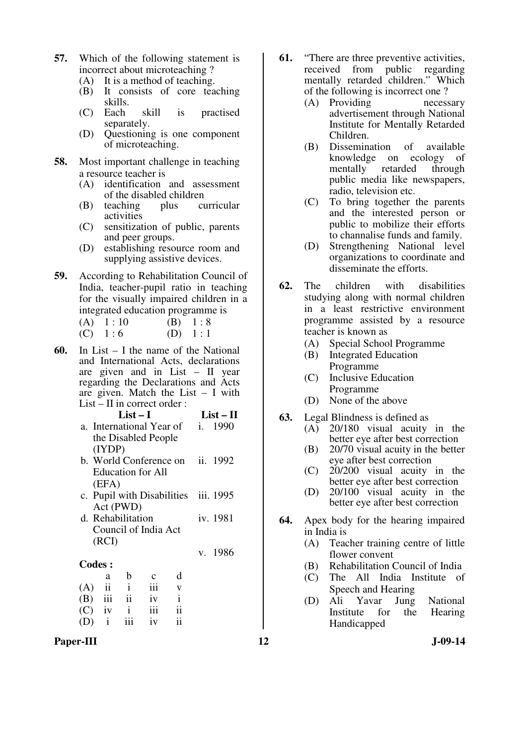**57.** Which of the following statement is incorrect about microteaching ?

(A) It is a method of teaching.
(B) It consists of core teaching skills.
(C) Each skill is practised separately.
(D) Questioning is one component of microteaching.

**58.** Most important challenge in teaching a resource teacher is

(A) identification and assessment of the disabled children
(B) teaching plus curricular activities
(C) sensitization of public, parents and peer groups.
(D) establishing resource room and supplying assistive devices.

**59.** According to Rehabilitation Council of India, teacher-pupil ratio in teaching for the visually impaired children in a integrated education programme is

(A) 1 : 10
(B) 1 : 8
(C) 1 : 6
(D) 1 : 1

**60.** In List – I the name of the National and International Acts, declarations are given and in List – II year regarding the Declarations and Acts are given. Match the List – I with List – II in correct order :

| List – I | List – II |
|---|---|
| a. International Year of the Disabled People (IYDP) | i. 1990 |
| b. World Conference on Education for All (EFA) | ii. 1992 |
| c. Pupil with Disabilities Act (PWD) | iii. 1995 |
| d. Rehabilitation Council of India Act (RCI) | iv. 1981 |
| | v. 1986 |

**Codes :**

| | a | b | c | d |
|---|---|---|---|---|
| (A) | ii | i | iii | v |
| (B) | iii | ii | iv | i |
| (C) | iv | i | iii | ii |
| (D) | i | iii | iv | ii |

**61.** "There are three preventive activities, received from public regarding mentally retarded children." Which of the following is incorrect one ?

(A) Providing necessary advertisement through National Institute for Mentally Retarded Children.
(B) Dissemination of available knowledge on ecology of mentally retarded through public media like newspapers, radio, television etc.
(C) To bring together the parents and the interested person or public to mobilize their efforts to channalise funds and family.
(D) Strengthening National level organizations to coordinate and disseminate the efforts.

**62.** The children with disabilities studying along with normal children in a least restrictive environment programme assisted by a resource teacher is known as

(A) Special School Programme
(B) Integrated Education Programme
(C) Inclusive Education Programme
(D) None of the above

**63.** Legal Blindness is defined as

(A) 20/180 visual acuity in the better eye after best correction
(B) 20/70 visual acuity in the better eye after best correction
(C) 20/200 visual acuity in the better eye after best correction
(D) 20/100 visual acuity in the better eye after best correction

**64.** Apex body for the hearing impaired in India is

(A) Teacher training centre of little flower convent
(B) Rehabilitation Council of India
(C) The All India Institute of Speech and Hearing
(D) Ali Yavar Jung National Institute for the Hearing Handicapped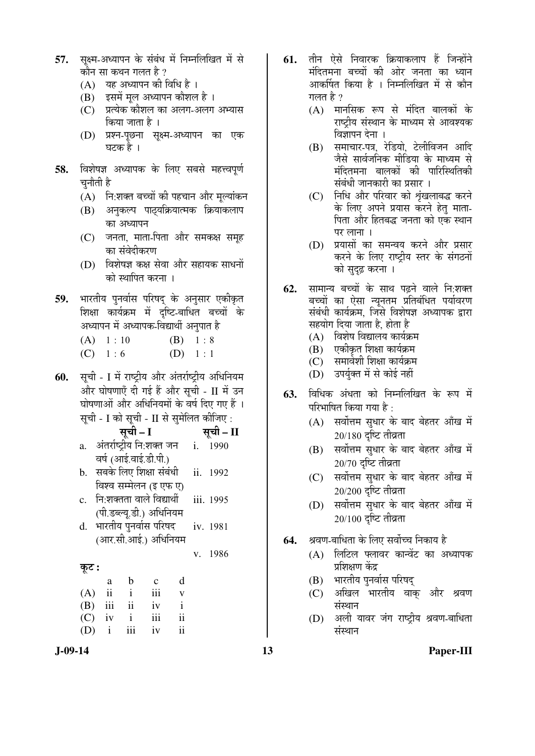57. सूक्ष्म-अध्यापन के संबंध में निम्नलिखित में से कौन सा कथन गलत है ?
   (A) यह अध्यापन की विधि है ।
   (B) इसमें मूल अध्यापन कौशल है ।
   (C) प्रत्येक कौशल का अलग-अलग अभ्यास किया जाता है ।
   (D) प्रश्न-पूछना सूक्ष्म-अध्यापन का एक घटक है ।

58. विशेषज्ञ अध्यापक के लिए सबसे महत्त्वपूर्ण चुनौती है
   (A) नि:शक्त बच्चों की पहचान और मूल्यांकन
   (B) अनुकल्प पाठ्यक्रियात्मक क्रियाकलाप का अध्यापन
   (C) जनता, माता-पिता और समकक्ष समूह का संवेदीकरण
   (D) विशेषज्ञ कक्ष सेवा और सहायक साधनों को स्थापित करना ।

59. भारतीय पुनर्वास परिषद् के अनुसार एकीकृत शिक्षा कार्यक्रम में दृष्टि-बाधित बच्चों के अध्यापन में अध्यापक-विद्यार्थी अनुपात है
   (A) 1 : 10
   (B) 1 : 8
   (C) 1 : 6
   (D) 1 : 1

60. सूची - I में राष्ट्रीय और अंतर्राष्ट्रीय अधिनियम और घोषणाएँ दी गई हैं और सूची - II में उन घोषणाओं और अधिनियमों के वर्ष दिए गए हैं । सूची - I को सूची - II से सुमेलित कीजिए :

| | सूची – I | | सूची – II |
|---|---|---|---|
| a. | अंतर्राष्ट्रीय नि:शक्त जन वर्ष (आई.वाई.डी.पी.) | i. | 1990 |
| b. | सबके लिए शिक्षा संबंधी विश्व सम्मेलन (इ एफ ए) | ii. | 1992 |
| c. | नि:शक्तता वाले विद्यार्थी (पी.डब्ल्यू.डी.) अधिनियम | iii. | 1995 |
| d. | भारतीय पुनर्वास परिषद (आर.सी.आई.) अधिनियम | iv. | 1981 |
| | | v. | 1986 |

**कूट :**

| | a | b | c | d |
|---|---|---|---|---|
| (A) | ii | i | iii | v |
| (B) | iii | ii | iv | i |
| (C) | iv | i | iii | ii |
| (D) | i | iii | iv | ii |

61. तीन ऐसे निवारक क्रियाकलाप हैं जिन्होंने मंदितमना बच्चों की ओर जनता का ध्यान आकर्षित किया है । निम्नलिखित में से कौन गलत है ?
   (A) मानसिक रूप से मंदित बालकों के राष्ट्रीय संस्थान के माध्यम से आवश्यक विज्ञापन देना ।
   (B) समाचार-पत्र, रेडियो, टेलीविजन आदि जैसे सार्वजनिक मीडिया के माध्यम से मंदितमना बालकों की पारिस्थितिकी संबंधी जानकारी का प्रसार ।
   (C) निधि और परिवार को शृंखलाबद्ध करने के लिए अपने प्रयास करने हेतु माता-पिता और हितबद्ध जनता को एक स्थान पर लाना ।
   (D) प्रयासों का समन्वय करने और प्रसार करने के लिए राष्ट्रीय स्तर के संगठनों को सुदृढ़ करना ।

62. सामान्य बच्चों के साथ पढ़ने वाले नि:शक्त बच्चों का ऐसा न्यूनतम प्रतिबंधित पर्यावरण संबंधी कार्यक्रम, जिसे विशेषज्ञ अध्यापक द्वारा सहयोग दिया जाता है, होता है
   (A) विशेष विद्यालय कार्यक्रम
   (B) एकीकृत शिक्षा कार्यक्रम
   (C) समावेशी शिक्षा कार्यक्रम
   (D) उपर्युक्त में से कोई नहीं

63. विधिक अंधता को निम्नलिखित के रूप में परिभाषित किया गया है :
   (A) सर्वोत्तम सुधार के बाद बेहतर आँख में 20/180 दृष्टि तीव्रता
   (B) सर्वोत्तम सुधार के बाद बेहतर आँख में 20/70 दृष्टि तीव्रता
   (C) सर्वोत्तम सुधार के बाद बेहतर आँख में 20/200 दृष्टि तीव्रता
   (D) सर्वोत्तम सुधार के बाद बेहतर आँख में 20/100 दृष्टि तीव्रता

64. श्रवण-बाधिता के लिए सर्वोच्च निकाय है
   (A) लिटिल फ्लावर कान्वेंट का अध्यापक प्रशिक्षण केंद्र
   (B) भारतीय पुनर्वास परिषद्
   (C) अखिल भारतीय वाक् और श्रवण संस्थान
   (D) अली यावर जंग राष्ट्रीय श्रवण-बाधिता संस्थान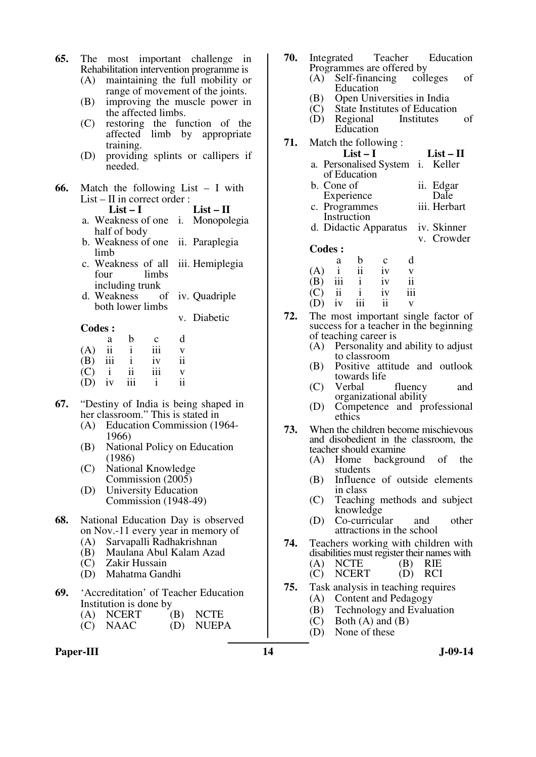**65.** The most important challenge in Rehabilitation intervention programme is

(A) maintaining the full mobility or range of movement of the joints.
(B) improving the muscle power in the affected limbs.
(C) restoring the function of the affected limb by appropriate training.
(D) providing splints or callipers if needed.

**66.** Match the following List – I with List – II in correct order :

| List – I | List – II |
|---|---|
| a. Weakness of one half of body | i. Monopolegia |
| b. Weakness of one limb | ii. Paraplegia |
| c. Weakness of all four limbs including trunk | iii. Hemiplegia |
| d. Weakness of both lower limbs | iv. Quadriple |
| | v. Diabetic |

**Codes :**

| | a | b | c | d |
|---|---|---|---|---|
| (A) | ii | i | iii | v |
| (B) | iii | i | iv | ii |
| (C) | i | ii | iii | v |
| (D) | iv | iii | i | ii |

**67.** "Destiny of India is being shaped in her classroom." This is stated in

(A) Education Commission (1964-1966)
(B) National Policy on Education (1986)
(C) National Knowledge Commission (2005)
(D) University Education Commission (1948-49)

**68.** National Education Day is observed on Nov.-11 every year in memory of

(A) Sarvapalli Radhakrishnan
(B) Maulana Abul Kalam Azad
(C) Zakir Hussain
(D) Mahatma Gandhi

**69.** 'Accreditation' of Teacher Education Institution is done by

(A) NCERT (B) NCTE
(C) NAAC (D) NUEPA

**70.** Integrated Teacher Education Programmes are offered by

(A) Self-financing colleges of Education
(B) Open Universities in India
(C) State Institutes of Education
(D) Regional Institutes of Education

**71.** Match the following :

| List – I | List – II |
|---|---|
| a. Personalised System of Education | i. Keller |
| b. Cone of Experience | ii. Edgar Dale |
| c. Programmes Instruction | iii. Herbart |
| d. Didactic Apparatus | iv. Skinner |
| | v. Crowder |

**Codes :**

| | a | b | c | d |
|---|---|---|---|---|
| (A) | i | ii | iv | v |
| (B) | iii | i | iv | ii |
| (C) | ii | i | iv | iii |
| (D) | iv | iii | ii | v |

**72.** The most important single factor of success for a teacher in the beginning of teaching career is

(A) Personality and ability to adjust to classroom
(B) Positive attitude and outlook towards life
(C) Verbal fluency and organizational ability
(D) Competence and professional ethics

**73.** When the children become mischievous and disobedient in the classroom, the teacher should examine

(A) Home background of the students
(B) Influence of outside elements in class
(C) Teaching methods and subject knowledge
(D) Co-curricular and other attractions in the school

**74.** Teachers working with children with disabilities must register their names with

(A) NCTE (B) RIE
(C) NCERT (D) RCI

**75.** Task analysis in teaching requires

(A) Content and Pedagogy
(B) Technology and Evaluation
(C) Both (A) and (B)
(D) None of these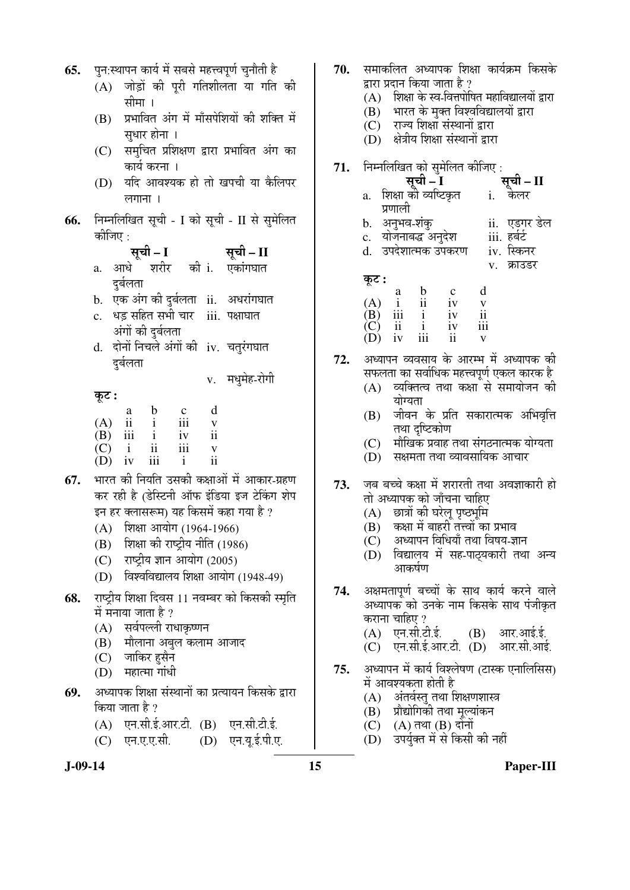65. पुनःस्थापन कार्य में सबसे महत्त्वपूर्ण चुनौती है
   (A) जोड़ों की पूरी गतिशीलता या गति की सीमा ।
   (B) प्रभावित अंग में माँसपेशियों की शक्ति में सुधार होना ।
   (C) समुचित प्रशिक्षण द्वारा प्रभावित अंग का कार्य करना ।
   (D) यदि आवश्यक हो तो खपची या कैलिपर लगाना ।

66. निम्नलिखित सूची - I को सूची - II से सुमेलित कीजिए :

| | सूची – I | | सूची – II |
|---|---|---|---|
| a. | आधे शरीर की दुर्बलता | i. | एकांगघात |
| b. | एक अंग की दुर्बलता | ii. | अधरांगघात |
| c. | धड़ सहित सभी चार अंगों की दुर्बलता | iii. | पक्षाघात |
| d. | दोनों निचले अंगों की दुर्बलता | iv. | चतुरंगघात |
| | | v. | मधुमेह-रोगी |

कूट :

| | a | b | c | d |
|---|---|---|---|---|
| (A) | ii | i | iii | v |
| (B) | iii | i | iv | ii |
| (C) | i | ii | iii | v |
| (D) | iv | iii | i | ii |

67. भारत की नियति उसकी कक्षाओं में आकार-ग्रहण कर रही है (डेस्टिनी ऑफ इंडिया इज टेकिंग शेप इन हर क्लासरूम) यह किसमें कहा गया है ?
   (A) शिक्षा आयोग (1964-1966)
   (B) शिक्षा की राष्ट्रीय नीति (1986)
   (C) राष्ट्रीय ज्ञान आयोग (2005)
   (D) विश्वविद्यालय शिक्षा आयोग (1948-49)

68. राष्ट्रीय शिक्षा दिवस 11 नवम्बर को किसकी स्मृति में मनाया जाता है ?
   (A) सर्वपल्ली राधाकृष्णन
   (B) मौलाना अबुल कलाम आजाद
   (C) जाकिर हुसैन
   (D) महात्मा गांधी

69. अध्यापक शिक्षा संस्थानों का प्रत्यायन किसके द्वारा किया जाता है ?
   (A) एन.सी.ई.आर.टी.
   (B) एन.सी.टी.ई.
   (C) एन.ए.ए.सी.
   (D) एन.यू.ई.पी.ए.

70. समाकलित अध्यापक शिक्षा कार्यक्रम किसके द्वारा प्रदान किया जाता है ?
   (A) शिक्षा के स्व-वित्तपोषित महाविद्यालयों द्वारा
   (B) भारत के मुक्त विश्वविद्यालयों द्वारा
   (C) राज्य शिक्षा संस्थानों द्वारा
   (D) क्षेत्रीय शिक्षा संस्थानों द्वारा

71. निम्नलिखित को सुमेलित कीजिए :

| | सूची – I | | सूची – II |
|---|---|---|---|
| a. | शिक्षा की व्यष्टिकृत प्रणाली | i. | केलर |
| b. | अनुभव-शंकु | ii. | एडगर डेल |
| c. | योजनाबद्ध अनुदेश | iii. | हर्बर्ट |
| d. | उपदेशात्मक उपकरण | iv. | स्किनर |
| | | v. | क्राउडर |

कूट :

| | a | b | c | d |
|---|---|---|---|---|
| (A) | i | ii | iv | v |
| (B) | iii | i | iv | ii |
| (C) | ii | i | iv | iii |
| (D) | iv | iii | ii | v |

72. अध्यापन व्यवसाय के आरम्भ में अध्यापक की सफलता का सर्वाधिक महत्त्वपूर्ण एकल कारक है
   (A) व्यक्तित्व तथा कक्षा से समायोजन की योग्यता
   (B) जीवन के प्रति सकारात्मक अभिवृत्ति तथा दृष्टिकोण
   (C) मौखिक प्रवाह तथा संगठनात्मक योग्यता
   (D) सक्षमता तथा व्यावसायिक आचार

73. जब बच्चे कक्षा में शरारती तथा अवज्ञाकारी हो तो अध्यापक को जाँचना चाहिए
   (A) छात्रों की घरेलू पृष्ठभूमि
   (B) कक्षा में बाहरी तत्त्वों का प्रभाव
   (C) अध्यापन विधियाँ तथा विषय-ज्ञान
   (D) विद्यालय में सह-पाठ्यकारी तथा अन्य आकर्षण

74. अक्षमतापूर्ण बच्चों के साथ कार्य करने वाले अध्यापक को उनके नाम किसके साथ पंजीकृत कराना चाहिए ?
   (A) एन.सी.टी.ई.
   (B) आर.आई.ई.
   (C) एन.सी.ई.आर.टी.
   (D) आर.सी.आई.

75. अध्यापन में कार्य विश्लेषण (टास्क एनालिसिस) में आवश्यकता होती है
   (A) अंतर्वस्तु तथा शिक्षणशास्त्र
   (B) प्रौद्योगिकी तथा मूल्यांकन
   (C) (A) तथा (B) दोनों
   (D) उपर्युक्त में से किसी की नहीं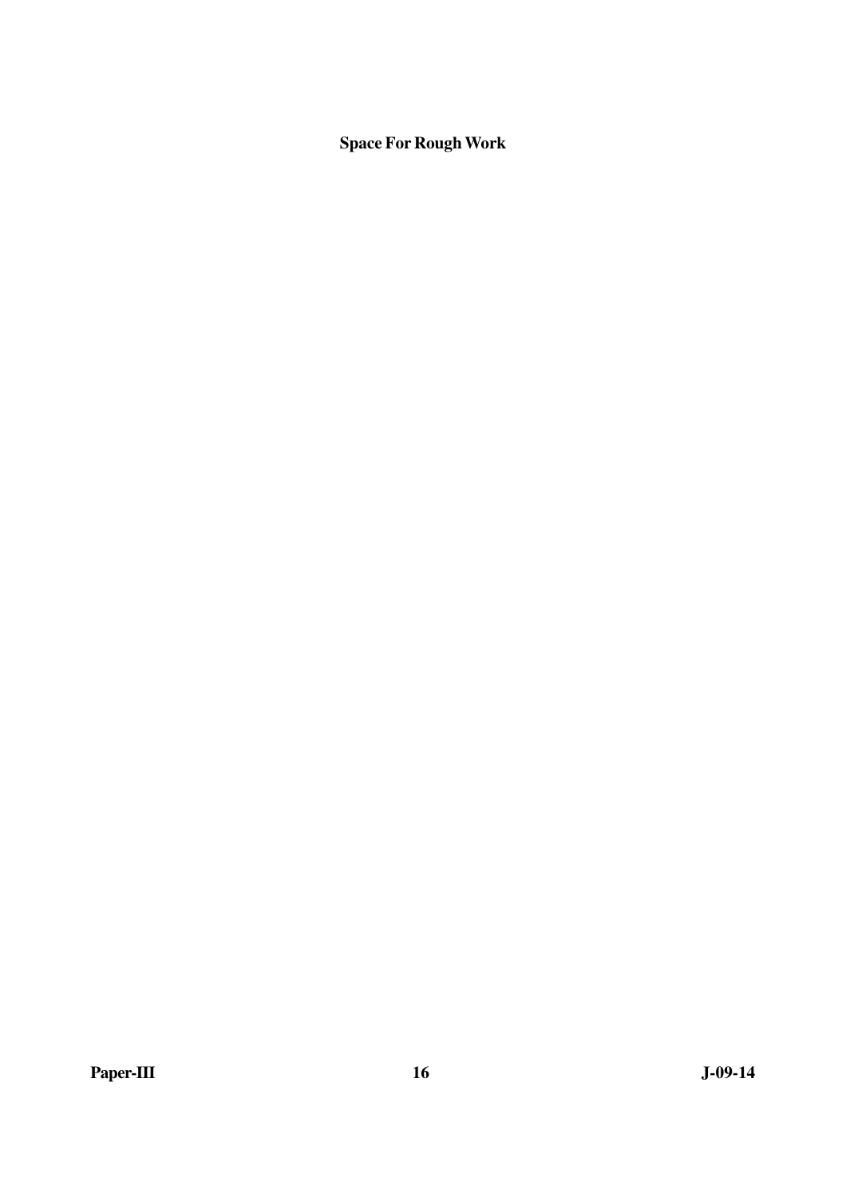**Space For Rough Work**